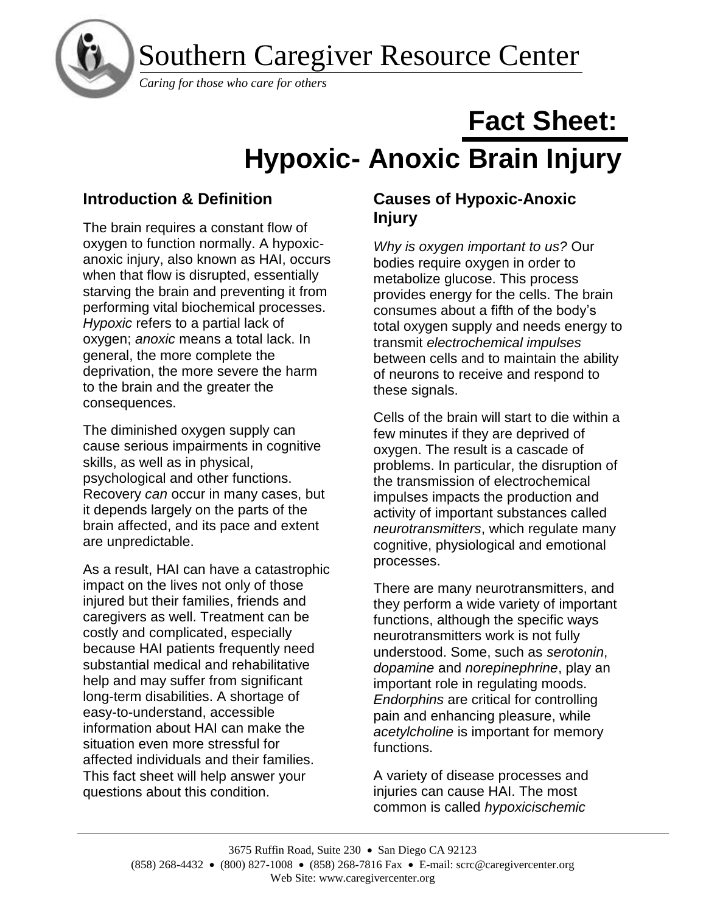Southern Caregiver Resource Center

*Caring for those who care for others*

# Fact Sheet: Hypoxic- Anoxic Brain Injury

## Introduction & Definition

The brain requires a constant flow of oxygen to function normally. A hypoxic-anoxic injury, also known as HAI, occurs when that flow is disrupted, essentially starving the brain and preventing it from performing vital biochemical processes. *Hypoxic* refers to a partial lack of oxygen; *anoxic* means a total lack. In general, the more complete the deprivation, the more severe the harm to the brain and the greater the consequences.

The diminished oxygen supply can cause serious impairments in cognitive skills, as well as in physical, psychological and other functions. Recovery *can* occur in many cases, but it depends largely on the parts of the brain affected, and its pace and extent are unpredictable.

As a result, HAI can have a catastrophic impact on the lives not only of those injured but their families, friends and caregivers as well. Treatment can be costly and complicated, especially because HAI patients frequently need substantial medical and rehabilitative help and may suffer from significant long-term disabilities. A shortage of easy-to-understand, accessible information about HAI can make the situation even more stressful for affected individuals and their families. This fact sheet will help answer your questions about this condition.

## Causes of Hypoxic-Anoxic Injury

*Why is oxygen important to us?* Our bodies require oxygen in order to metabolize glucose. This process provides energy for the cells. The brain consumes about a fifth of the body's total oxygen supply and needs energy to transmit *electrochemical impulses* between cells and to maintain the ability of neurons to receive and respond to these signals.

Cells of the brain will start to die within a few minutes if they are deprived of oxygen. The result is a cascade of problems. In particular, the disruption of the transmission of electrochemical impulses impacts the production and activity of important substances called *neurotransmitters*, which regulate many cognitive, physiological and emotional processes.

There are many neurotransmitters, and they perform a wide variety of important functions, although the specific ways neurotransmitters work is not fully understood. Some, such as *serotonin*, *dopamine* and *norepinephrine*, play an important role in regulating moods. *Endorphins* are critical for controlling pain and enhancing pleasure, while *acetylcholine* is important for memory functions.

A variety of disease processes and injuries can cause HAI. The most common is called *hypoxicischemic*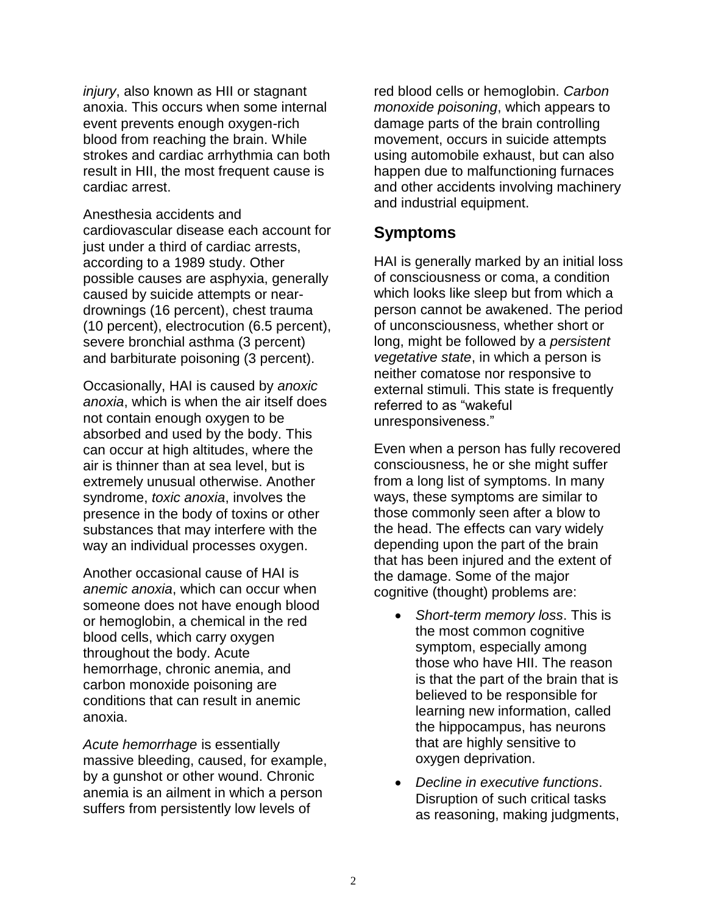*injury*, also known as HII or stagnant anoxia. This occurs when some internal event prevents enough oxygen-rich blood from reaching the brain. While strokes and cardiac arrhythmia can both result in HII, the most frequent cause is cardiac arrest.

Anesthesia accidents and cardiovascular disease each account for just under a third of cardiac arrests, according to a 1989 study. Other possible causes are asphyxia, generally caused by suicide attempts or near-drownings (16 percent), chest trauma (10 percent), electrocution (6.5 percent), severe bronchial asthma (3 percent) and barbiturate poisoning (3 percent).

Occasionally, HAI is caused by *anoxic anoxia*, which is when the air itself does not contain enough oxygen to be absorbed and used by the body. This can occur at high altitudes, where the air is thinner than at sea level, but is extremely unusual otherwise. Another syndrome, *toxic anoxia*, involves the presence in the body of toxins or other substances that may interfere with the way an individual processes oxygen.

Another occasional cause of HAI is *anemic anoxia*, which can occur when someone does not have enough blood or hemoglobin, a chemical in the red blood cells, which carry oxygen throughout the body. Acute hemorrhage, chronic anemia, and carbon monoxide poisoning are conditions that can result in anemic anoxia.

*Acute hemorrhage* is essentially massive bleeding, caused, for example, by a gunshot or other wound. Chronic anemia is an ailment in which a person suffers from persistently low levels of red blood cells or hemoglobin. *Carbon monoxide poisoning*, which appears to damage parts of the brain controlling movement, occurs in suicide attempts using automobile exhaust, but can also happen due to malfunctioning furnaces and other accidents involving machinery and industrial equipment.

## Symptoms

HAI is generally marked by an initial loss of consciousness or coma, a condition which looks like sleep but from which a person cannot be awakened. The period of unconsciousness, whether short or long, might be followed by a *persistent vegetative state*, in which a person is neither comatose nor responsive to external stimuli. This state is frequently referred to as "wakeful unresponsiveness."

Even when a person has fully recovered consciousness, he or she might suffer from a long list of symptoms. In many ways, these symptoms are similar to those commonly seen after a blow to the head. The effects can vary widely depending upon the part of the brain that has been injured and the extent of the damage. Some of the major cognitive (thought) problems are:

- *Short-term memory loss*. This is the most common cognitive symptom, especially among those who have HII. The reason is that the part of the brain that is believed to be responsible for learning new information, called the hippocampus, has neurons that are highly sensitive to oxygen deprivation.
- *Decline in executive functions*. Disruption of such critical tasks as reasoning, making judgments,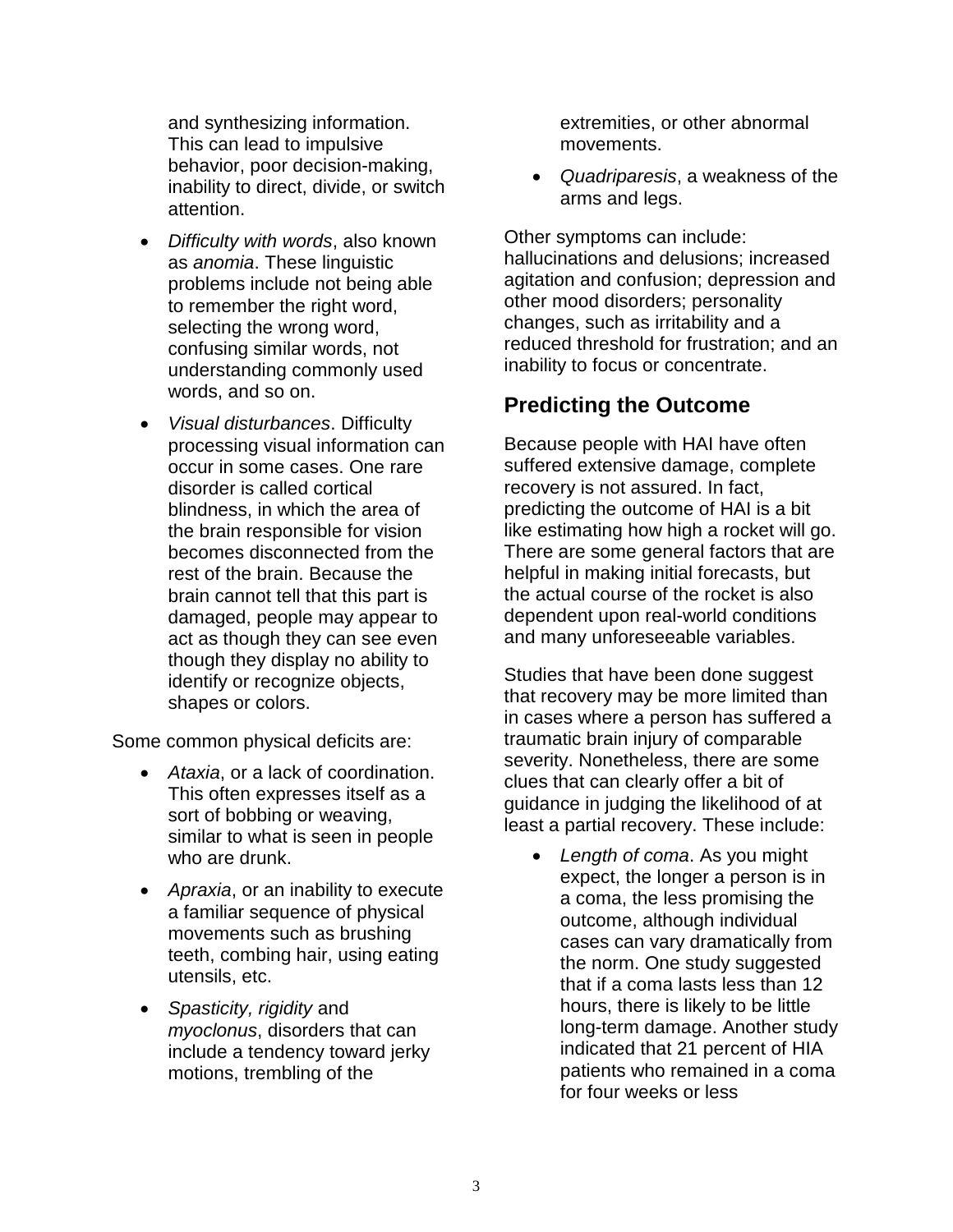and synthesizing information. This can lead to impulsive behavior, poor decision-making, inability to direct, divide, or switch attention.

- *Difficulty with words*, also known as *anomia*. These linguistic problems include not being able to remember the right word, selecting the wrong word, confusing similar words, not understanding commonly used words, and so on.
- *Visual disturbances*. Difficulty processing visual information can occur in some cases. One rare disorder is called cortical blindness, in which the area of the brain responsible for vision becomes disconnected from the rest of the brain. Because the brain cannot tell that this part is damaged, people may appear to act as though they can see even though they display no ability to identify or recognize objects, shapes or colors.

Some common physical deficits are:

- *Ataxia*, or a lack of coordination. This often expresses itself as a sort of bobbing or weaving, similar to what is seen in people who are drunk.
- *Apraxia*, or an inability to execute a familiar sequence of physical movements such as brushing teeth, combing hair, using eating utensils, etc.
- *Spasticity, rigidity* and *myoclonus*, disorders that can include a tendency toward jerky motions, trembling of the extremities, or other abnormal movements.
- *Quadriparesis*, a weakness of the arms and legs.

Other symptoms can include: hallucinations and delusions; increased agitation and confusion; depression and other mood disorders; personality changes, such as irritability and a reduced threshold for frustration; and an inability to focus or concentrate.

## Predicting the Outcome

Because people with HAI have often suffered extensive damage, complete recovery is not assured. In fact, predicting the outcome of HAI is a bit like estimating how high a rocket will go. There are some general factors that are helpful in making initial forecasts, but the actual course of the rocket is also dependent upon real-world conditions and many unforeseeable variables.

Studies that have been done suggest that recovery may be more limited than in cases where a person has suffered a traumatic brain injury of comparable severity. Nonetheless, there are some clues that can clearly offer a bit of guidance in judging the likelihood of at least a partial recovery. These include:

- *Length of coma*. As you might expect, the longer a person is in a coma, the less promising the outcome, although individual cases can vary dramatically from the norm. One study suggested that if a coma lasts less than 12 hours, there is likely to be little long-term damage. Another study indicated that 21 percent of HIA patients who remained in a coma for four weeks or less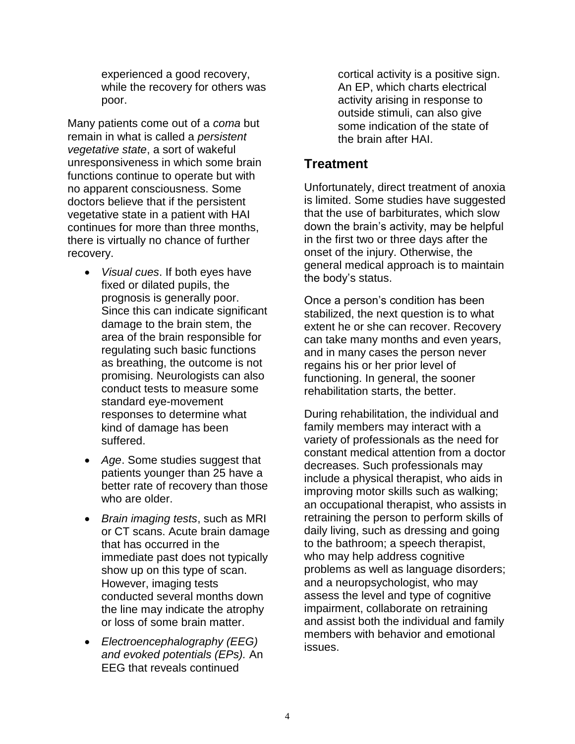experienced a good recovery, while the recovery for others was poor.

Many patients come out of a *coma* but remain in what is called a *persistent vegetative state*, a sort of wakeful unresponsiveness in which some brain functions continue to operate but with no apparent consciousness. Some doctors believe that if the persistent vegetative state in a patient with HAI continues for more than three months, there is virtually no chance of further recovery.

- *Visual cues*. If both eyes have fixed or dilated pupils, the prognosis is generally poor. Since this can indicate significant damage to the brain stem, the area of the brain responsible for regulating such basic functions as breathing, the outcome is not promising. Neurologists can also conduct tests to measure some standard eye-movement responses to determine what kind of damage has been suffered.
- *Age*. Some studies suggest that patients younger than 25 have a better rate of recovery than those who are older.
- *Brain imaging tests*, such as MRI or CT scans. Acute brain damage that has occurred in the immediate past does not typically show up on this type of scan. However, imaging tests conducted several months down the line may indicate the atrophy or loss of some brain matter.
- *Electroencephalography (EEG) and evoked potentials (EPs).* An EEG that reveals continued cortical activity is a positive sign. An EP, which charts electrical activity arising in response to outside stimuli, can also give some indication of the state of the brain after HAI.

## Treatment

Unfortunately, direct treatment of anoxia is limited. Some studies have suggested that the use of barbiturates, which slow down the brain's activity, may be helpful in the first two or three days after the onset of the injury. Otherwise, the general medical approach is to maintain the body's status.

Once a person's condition has been stabilized, the next question is to what extent he or she can recover. Recovery can take many months and even years, and in many cases the person never regains his or her prior level of functioning. In general, the sooner rehabilitation starts, the better.

During rehabilitation, the individual and family members may interact with a variety of professionals as the need for constant medical attention from a doctor decreases. Such professionals may include a physical therapist, who aids in improving motor skills such as walking; an occupational therapist, who assists in retraining the person to perform skills of daily living, such as dressing and going to the bathroom; a speech therapist, who may help address cognitive problems as well as language disorders; and a neuropsychologist, who may assess the level and type of cognitive impairment, collaborate on retraining and assist both the individual and family members with behavior and emotional issues.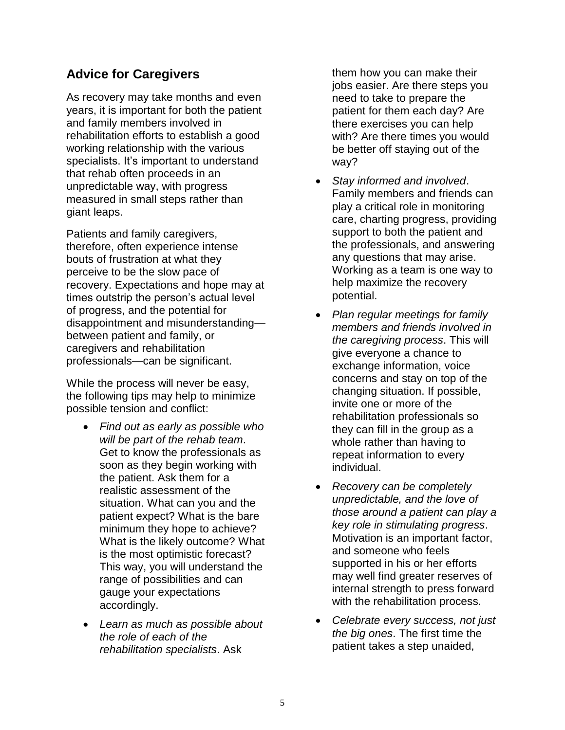## Advice for Caregivers

As recovery may take months and even years, it is important for both the patient and family members involved in rehabilitation efforts to establish a good working relationship with the various specialists. It's important to understand that rehab often proceeds in an unpredictable way, with progress measured in small steps rather than giant leaps.

Patients and family caregivers, therefore, often experience intense bouts of frustration at what they perceive to be the slow pace of recovery. Expectations and hope may at times outstrip the person's actual level of progress, and the potential for disappointment and misunderstanding—between patient and family, or caregivers and rehabilitation professionals—can be significant.

While the process will never be easy, the following tips may help to minimize possible tension and conflict:

- *Find out as early as possible who will be part of the rehab team*. Get to know the professionals as soon as they begin working with the patient. Ask them for a realistic assessment of the situation. What can you and the patient expect? What is the bare minimum they hope to achieve? What is the likely outcome? What is the most optimistic forecast? This way, you will understand the range of possibilities and can gauge your expectations accordingly.
- *Learn as much as possible about the role of each of the rehabilitation specialists*. Ask them how you can make their jobs easier. Are there steps you need to take to prepare the patient for them each day? Are there exercises you can help with? Are there times you would be better off staying out of the way?
- *Stay informed and involved*. Family members and friends can play a critical role in monitoring care, charting progress, providing support to both the patient and the professionals, and answering any questions that may arise. Working as a team is one way to help maximize the recovery potential.
- *Plan regular meetings for family members and friends involved in the caregiving process*. This will give everyone a chance to exchange information, voice concerns and stay on top of the changing situation. If possible, invite one or more of the rehabilitation professionals so they can fill in the group as a whole rather than having to repeat information to every individual.
- *Recovery can be completely unpredictable, and the love of those around a patient can play a key role in stimulating progress*. Motivation is an important factor, and someone who feels supported in his or her efforts may well find greater reserves of internal strength to press forward with the rehabilitation process.
- *Celebrate every success, not just the big ones*. The first time the patient takes a step unaided,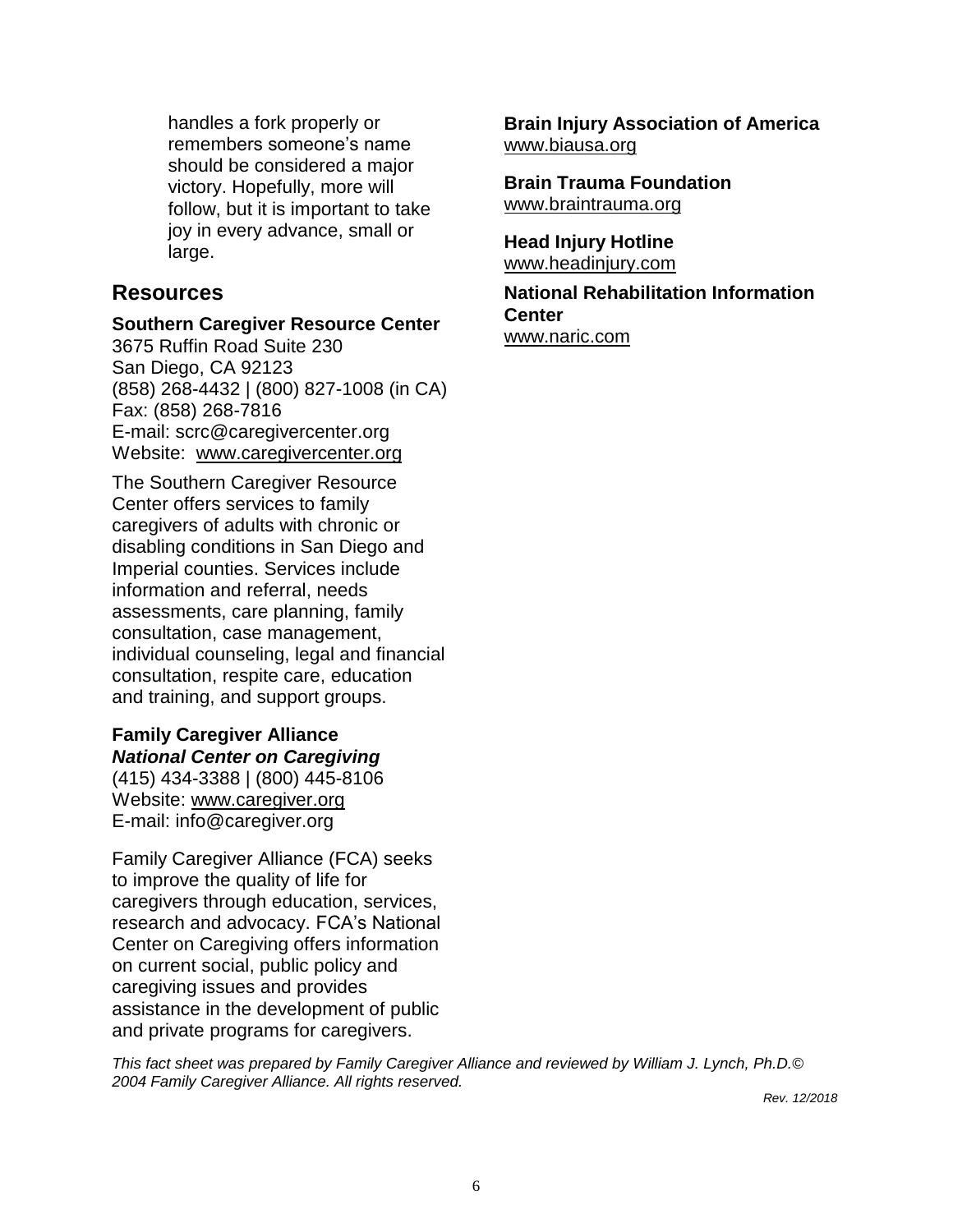handles a fork properly or remembers someone's name should be considered a major victory. Hopefully, more will follow, but it is important to take joy in every advance, small or large.

## Resources

**Southern Caregiver Resource Center**
3675 Ruffin Road Suite 230
San Diego, CA 92123
(858) 268-4432 | (800) 827-1008 (in CA)
Fax: (858) 268-7816
E-mail: scrc@caregivercenter.org
Website: www.caregivercenter.org

The Southern Caregiver Resource Center offers services to family caregivers of adults with chronic or disabling conditions in San Diego and Imperial counties. Services include information and referral, needs assessments, care planning, family consultation, case management, individual counseling, legal and financial consultation, respite care, education and training, and support groups.

**Family Caregiver Alliance**
***National Center on Caregiving***
(415) 434-3388 | (800) 445-8106
Website: www.caregiver.org
E-mail: info@caregiver.org

Family Caregiver Alliance (FCA) seeks to improve the quality of life for caregivers through education, services, research and advocacy. FCA's National Center on Caregiving offers information on current social, public policy and caregiving issues and provides assistance in the development of public and private programs for caregivers.

**Brain Injury Association of America**
www.biausa.org

**Brain Trauma Foundation**
www.braintrauma.org

**Head Injury Hotline**
www.headinjury.com

**National Rehabilitation Information Center**
www.naric.com

*This fact sheet was prepared by Family Caregiver Alliance and reviewed by William J. Lynch, Ph.D.© 2004 Family Caregiver Alliance. All rights reserved.*

*Rev. 12/2018*